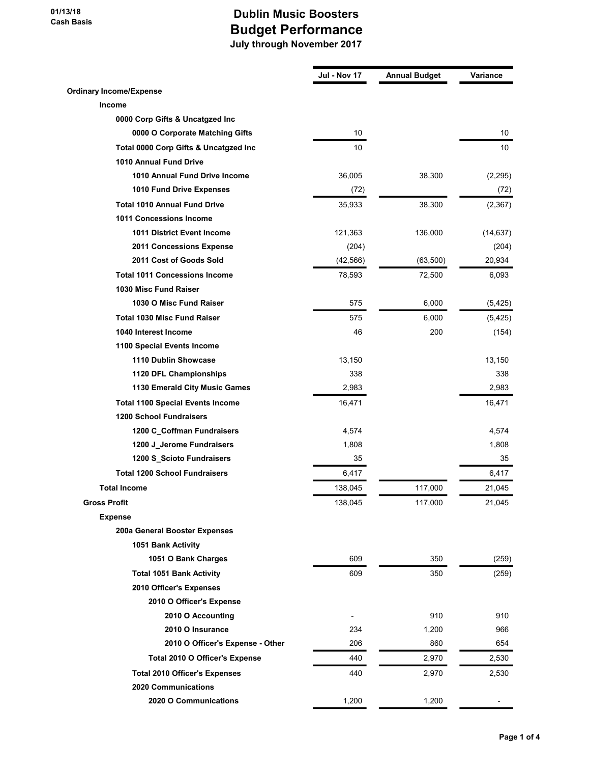01/13/18
Cash Basis

# Dublin Music Boosters
## Budget Performance
### July through November 2017

| | Jul - Nov 17 | Annual Budget | Variance |
|---|---|---|---|
| **Ordinary Income/Expense** | | | |
| **Income** | | | |
| **0000 Corp Gifts & Uncatgzed Inc** | | | |
| **0000 O Corporate Matching Gifts** | 10 | | 10 |
| **Total 0000 Corp Gifts & Uncatgzed Inc** | 10 | | 10 |
| **1010 Annual Fund Drive** | | | |
| **1010 Annual Fund Drive Income** | 36,005 | 38,300 | (2,295) |
| **1010 Fund Drive Expenses** | (72) | | (72) |
| **Total 1010 Annual Fund Drive** | 35,933 | 38,300 | (2,367) |
| **1011 Concessions Income** | | | |
| **1011 District Event Income** | 121,363 | 136,000 | (14,637) |
| **2011 Concessions Expense** | (204) | | (204) |
| **2011 Cost of Goods Sold** | (42,566) | (63,500) | 20,934 |
| **Total 1011 Concessions Income** | 78,593 | 72,500 | 6,093 |
| **1030 Misc Fund Raiser** | | | |
| **1030 O Misc Fund Raiser** | 575 | 6,000 | (5,425) |
| **Total 1030 Misc Fund Raiser** | 575 | 6,000 | (5,425) |
| **1040 Interest Income** | 46 | 200 | (154) |
| **1100 Special Events Income** | | | |
| **1110 Dublin Showcase** | 13,150 | | 13,150 |
| **1120 DFL Championships** | 338 | | 338 |
| **1130 Emerald City Music Games** | 2,983 | | 2,983 |
| **Total 1100 Special Events Income** | 16,471 | | 16,471 |
| **1200 School Fundraisers** | | | |
| **1200 C_Coffman Fundraisers** | 4,574 | | 4,574 |
| **1200 J_Jerome Fundraisers** | 1,808 | | 1,808 |
| **1200 S_Scioto Fundraisers** | 35 | | 35 |
| **Total 1200 School Fundraisers** | 6,417 | | 6,417 |
| **Total Income** | 138,045 | 117,000 | 21,045 |
| **Gross Profit** | 138,045 | 117,000 | 21,045 |
| **Expense** | | | |
| **200a General Booster Expenses** | | | |
| **1051 Bank Activity** | | | |
| **1051 O Bank Charges** | 609 | 350 | (259) |
| **Total 1051 Bank Activity** | 609 | 350 | (259) |
| **2010 Officer's Expenses** | | | |
| **2010 O Officer's Expense** | | | |
| **2010 O Accounting** | - | 910 | 910 |
| **2010 O Insurance** | 234 | 1,200 | 966 |
| **2010 O Officer's Expense - Other** | 206 | 860 | 654 |
| **Total 2010 O Officer's Expense** | 440 | 2,970 | 2,530 |
| **Total 2010 Officer's Expenses** | 440 | 2,970 | 2,530 |
| **2020 Communications** | | | |
| **2020 O Communications** | 1,200 | 1,200 | - |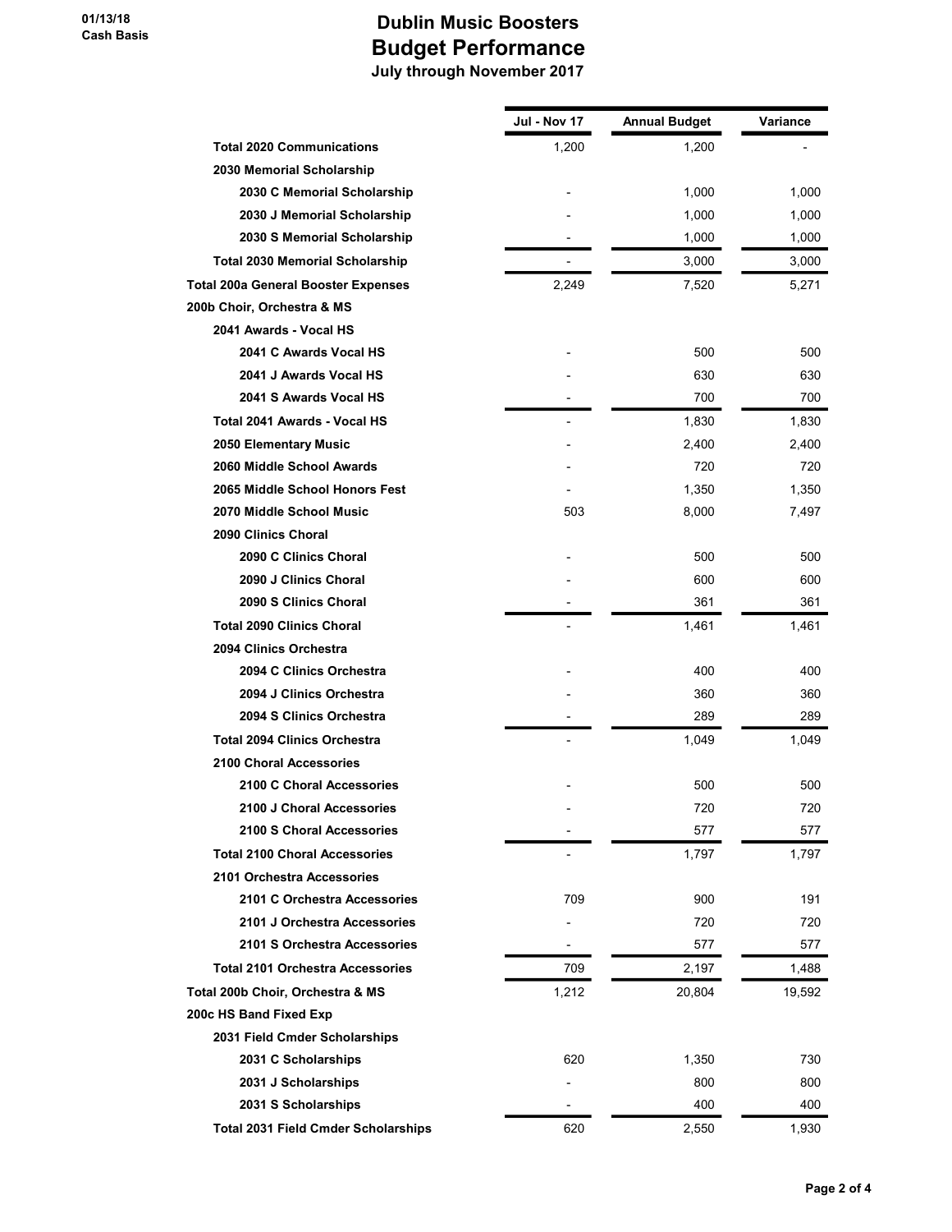# Dublin Music Boosters
## Budget Performance
### July through November 2017

01/13/18
Cash Basis

| | Jul - Nov 17 | Annual Budget | Variance |
|---|---|---|---|
| **Total 2020 Communications** | 1,200 | 1,200 | - |
| **2030 Memorial Scholarship** | | | |
| **2030 C Memorial Scholarship** | - | 1,000 | 1,000 |
| **2030 J Memorial Scholarship** | - | 1,000 | 1,000 |
| **2030 S Memorial Scholarship** | - | 1,000 | 1,000 |
| **Total 2030 Memorial Scholarship** | - | 3,000 | 3,000 |
| **Total 200a General Booster Expenses** | 2,249 | 7,520 | 5,271 |
| **200b Choir, Orchestra & MS** | | | |
| **2041 Awards - Vocal HS** | | | |
| **2041 C Awards Vocal HS** | - | 500 | 500 |
| **2041 J Awards Vocal HS** | - | 630 | 630 |
| **2041 S Awards Vocal HS** | - | 700 | 700 |
| **Total 2041 Awards - Vocal HS** | - | 1,830 | 1,830 |
| **2050 Elementary Music** | - | 2,400 | 2,400 |
| **2060 Middle School Awards** | - | 720 | 720 |
| **2065 Middle School Honors Fest** | - | 1,350 | 1,350 |
| **2070 Middle School Music** | 503 | 8,000 | 7,497 |
| **2090 Clinics Choral** | | | |
| **2090 C Clinics Choral** | - | 500 | 500 |
| **2090 J Clinics Choral** | - | 600 | 600 |
| **2090 S Clinics Choral** | - | 361 | 361 |
| **Total 2090 Clinics Choral** | - | 1,461 | 1,461 |
| **2094 Clinics Orchestra** | | | |
| **2094 C Clinics Orchestra** | - | 400 | 400 |
| **2094 J Clinics Orchestra** | - | 360 | 360 |
| **2094 S Clinics Orchestra** | - | 289 | 289 |
| **Total 2094 Clinics Orchestra** | - | 1,049 | 1,049 |
| **2100 Choral Accessories** | | | |
| **2100 C Choral Accessories** | - | 500 | 500 |
| **2100 J Choral Accessories** | - | 720 | 720 |
| **2100 S Choral Accessories** | - | 577 | 577 |
| **Total 2100 Choral Accessories** | - | 1,797 | 1,797 |
| **2101 Orchestra Accessories** | | | |
| **2101 C Orchestra Accessories** | 709 | 900 | 191 |
| **2101 J Orchestra Accessories** | - | 720 | 720 |
| **2101 S Orchestra Accessories** | - | 577 | 577 |
| **Total 2101 Orchestra Accessories** | 709 | 2,197 | 1,488 |
| **Total 200b Choir, Orchestra & MS** | 1,212 | 20,804 | 19,592 |
| **200c HS Band Fixed Exp** | | | |
| **2031 Field Cmder Scholarships** | | | |
| **2031 C Scholarships** | 620 | 1,350 | 730 |
| **2031 J Scholarships** | - | 800 | 800 |
| **2031 S Scholarships** | - | 400 | 400 |
| **Total 2031 Field Cmder Scholarships** | 620 | 2,550 | 1,930 |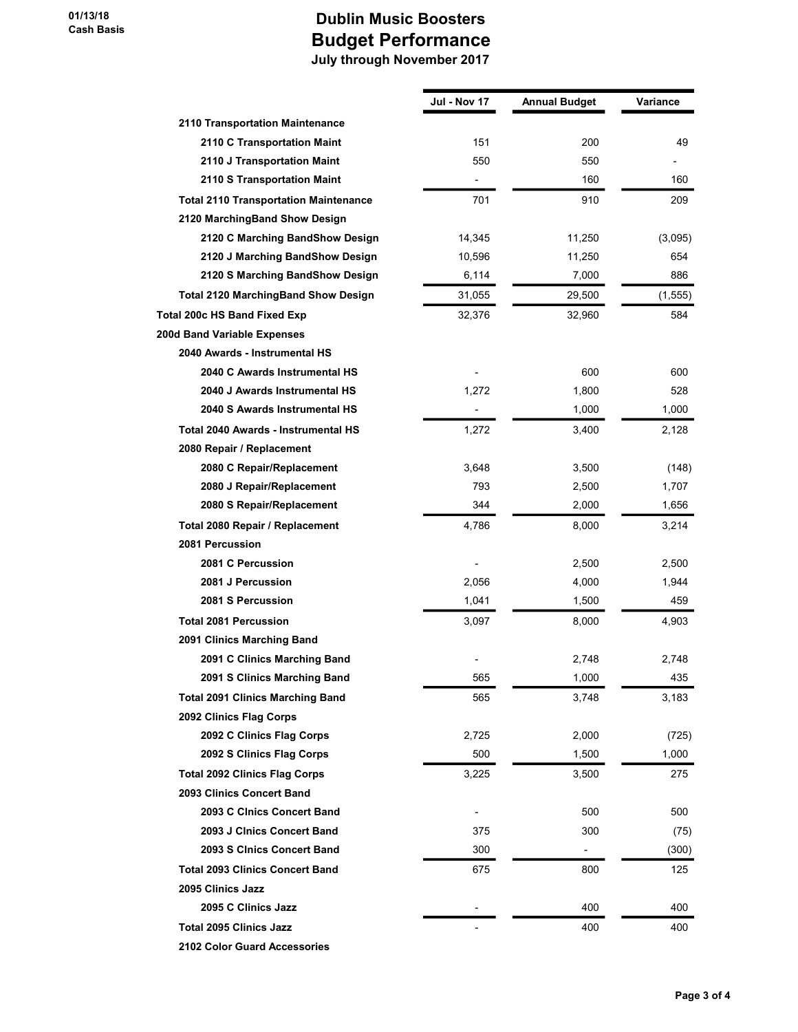# Dublin Music Boosters
## Budget Performance
### July through November 2017

01/13/18
Cash Basis

| | Jul - Nov 17 | Annual Budget | Variance |
|---|---|---|---|
| 2110 Transportation Maintenance | | | |
| 2110 C Transportation Maint | 151 | 200 | 49 |
| 2110 J Transportation Maint | 550 | 550 | - |
| 2110 S Transportation Maint | - | 160 | 160 |
| Total 2110 Transportation Maintenance | 701 | 910 | 209 |
| 2120 MarchingBand Show Design | | | |
| 2120 C Marching BandShow Design | 14,345 | 11,250 | (3,095) |
| 2120 J Marching BandShow Design | 10,596 | 11,250 | 654 |
| 2120 S Marching BandShow Design | 6,114 | 7,000 | 886 |
| Total 2120 MarchingBand Show Design | 31,055 | 29,500 | (1,555) |
| Total 200c HS Band Fixed Exp | 32,376 | 32,960 | 584 |
| 200d Band Variable Expenses | | | |
| 2040 Awards - Instrumental HS | | | |
| 2040 C Awards Instrumental HS | - | 600 | 600 |
| 2040 J Awards Instrumental HS | 1,272 | 1,800 | 528 |
| 2040 S Awards Instrumental HS | - | 1,000 | 1,000 |
| Total 2040 Awards - Instrumental HS | 1,272 | 3,400 | 2,128 |
| 2080 Repair / Replacement | | | |
| 2080 C Repair/Replacement | 3,648 | 3,500 | (148) |
| 2080 J Repair/Replacement | 793 | 2,500 | 1,707 |
| 2080 S Repair/Replacement | 344 | 2,000 | 1,656 |
| Total 2080 Repair / Replacement | 4,786 | 8,000 | 3,214 |
| 2081 Percussion | | | |
| 2081 C Percussion | - | 2,500 | 2,500 |
| 2081 J Percussion | 2,056 | 4,000 | 1,944 |
| 2081 S Percussion | 1,041 | 1,500 | 459 |
| Total 2081 Percussion | 3,097 | 8,000 | 4,903 |
| 2091 Clinics Marching Band | | | |
| 2091 C Clinics Marching Band | - | 2,748 | 2,748 |
| 2091 S Clinics Marching Band | 565 | 1,000 | 435 |
| Total 2091 Clinics Marching Band | 565 | 3,748 | 3,183 |
| 2092 Clinics Flag Corps | | | |
| 2092 C Clinics Flag Corps | 2,725 | 2,000 | (725) |
| 2092 S Clinics Flag Corps | 500 | 1,500 | 1,000 |
| Total 2092 Clinics Flag Corps | 3,225 | 3,500 | 275 |
| 2093 Clinics Concert Band | | | |
| 2093 C Clnics Concert Band | - | 500 | 500 |
| 2093 J Clnics Concert Band | 375 | 300 | (75) |
| 2093 S Clnics Concert Band | 300 | - | (300) |
| Total 2093 Clinics Concert Band | 675 | 800 | 125 |
| 2095 Clinics Jazz | | | |
| 2095 C Clinics Jazz | - | 400 | 400 |
| Total 2095 Clinics Jazz | - | 400 | 400 |
| 2102 Color Guard Accessories | | | |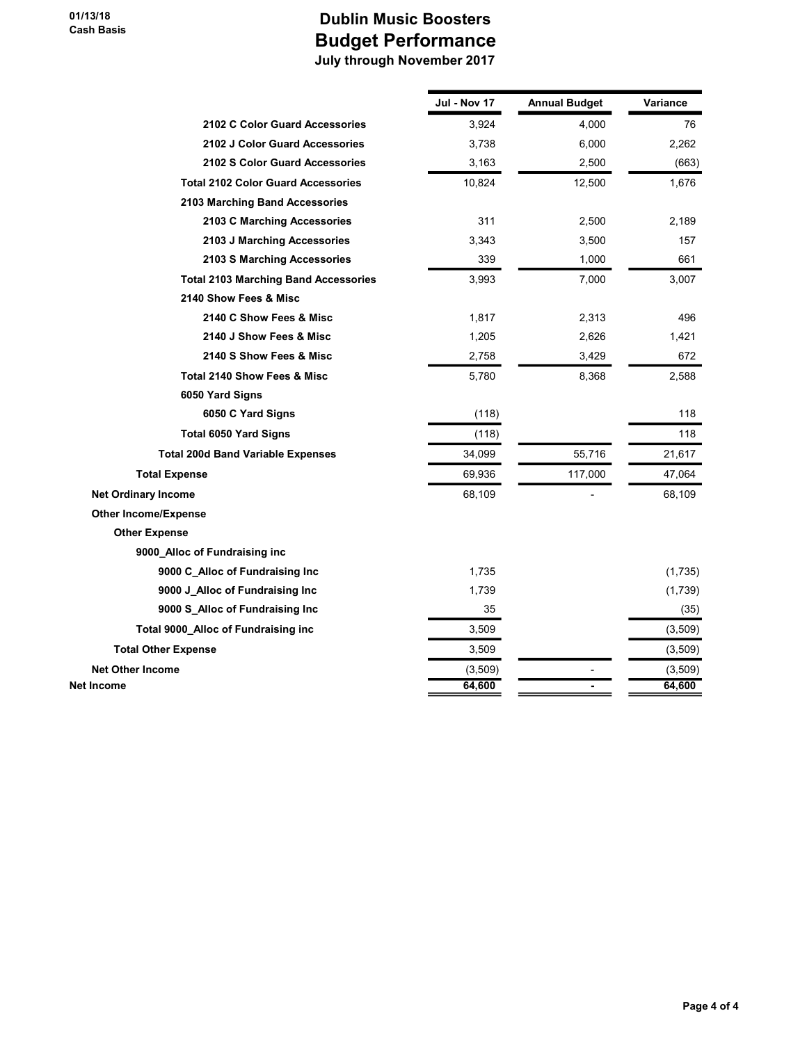01/13/18
Cash Basis

# Dublin Music Boosters
## Budget Performance
### July through November 2017

| | Jul - Nov 17 | Annual Budget | Variance |
|---|---|---|---|
| 2102 C Color Guard Accessories | 3,924 | 4,000 | 76 |
| 2102 J Color Guard Accessories | 3,738 | 6,000 | 2,262 |
| 2102 S Color Guard Accessories | 3,163 | 2,500 | (663) |
| Total 2102 Color Guard Accessories | 10,824 | 12,500 | 1,676 |
| 2103 Marching Band Accessories | | | |
| 2103 C Marching Accessories | 311 | 2,500 | 2,189 |
| 2103 J Marching Accessories | 3,343 | 3,500 | 157 |
| 2103 S Marching Accessories | 339 | 1,000 | 661 |
| Total 2103 Marching Band Accessories | 3,993 | 7,000 | 3,007 |
| 2140 Show Fees & Misc | | | |
| 2140 C Show Fees & Misc | 1,817 | 2,313 | 496 |
| 2140 J Show Fees & Misc | 1,205 | 2,626 | 1,421 |
| 2140 S Show Fees & Misc | 2,758 | 3,429 | 672 |
| Total 2140 Show Fees & Misc | 5,780 | 8,368 | 2,588 |
| 6050 Yard Signs | | | |
| 6050 C Yard Signs | (118) | | 118 |
| Total 6050 Yard Signs | (118) | | 118 |
| Total 200d Band Variable Expenses | 34,099 | 55,716 | 21,617 |
| Total Expense | 69,936 | 117,000 | 47,064 |
| Net Ordinary Income | 68,109 | - | 68,109 |
| Other Income/Expense | | | |
| Other Expense | | | |
| 9000_Alloc of Fundraising inc | | | |
| 9000 C_Alloc of Fundraising Inc | 1,735 | | (1,735) |
| 9000 J_Alloc of Fundraising Inc | 1,739 | | (1,739) |
| 9000 S_Alloc of Fundraising Inc | 35 | | (35) |
| Total 9000_Alloc of Fundraising inc | 3,509 | | (3,509) |
| Total Other Expense | 3,509 | | (3,509) |
| Net Other Income | (3,509) | - | (3,509) |
| Net Income | 64,600 | - | 64,600 |